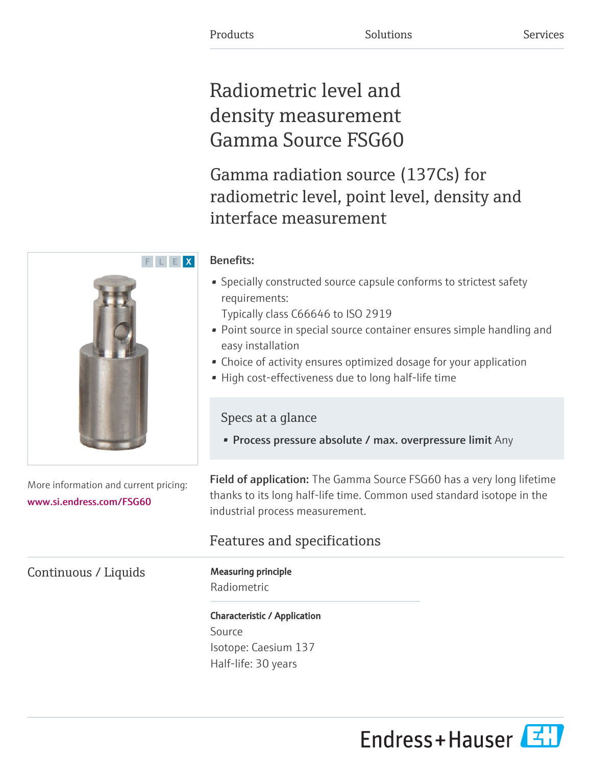Products | Solutions | Services

# Radiometric level and density measurement Gamma Source FSG60

## Gamma radiation source (137Cs) for radiometric level, point level, density and interface measurement

F L E X

**Benefits:**

- Specially constructed source capsule conforms to strictest safety requirements:
  Typically class C66646 to ISO 2919
- Point source in special source container ensures simple handling and easy installation
- Choice of activity ensures optimized dosage for your application
- High cost-effectiveness due to long half-life time

### Specs at a glance

- **Process pressure absolute / max. overpressure limit** Any

More information and current pricing:
www.si.endress.com/FSG60

**Field of application:** The Gamma Source FSG60 has a very long lifetime thanks to its long half-life time. Common used standard isotope in the industrial process measurement.

## Features and specifications

### Continuous / Liquids

**Measuring principle**

Radiometric

**Characteristic / Application**

Source

Isotope: Caesium 137

Half-life: 30 years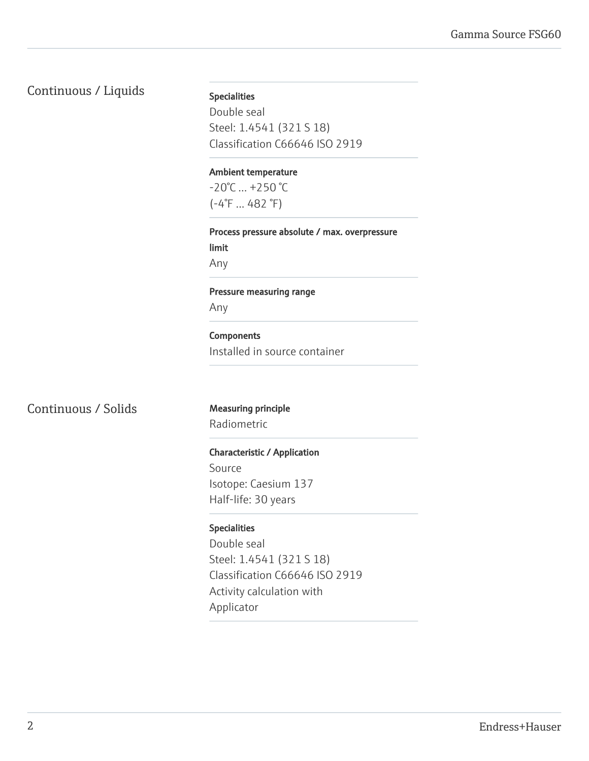## Continuous / Liquids

**Specialities**
Double seal
Steel: 1.4541 (321 S 18)
Classification C66646 ISO 2919

**Ambient temperature**
-20°C ... +250 °C
(-4°F ... 482 °F)

**Process pressure absolute / max. overpressure limit**
Any

**Pressure measuring range**
Any

**Components**
Installed in source container

## Continuous / Solids

**Measuring principle**
Radiometric

**Characteristic / Application**
Source
Isotope: Caesium 137
Half-life: 30 years

**Specialities**
Double seal
Steel: 1.4541 (321 S 18)
Classification C66646 ISO 2919
Activity calculation with
Applicator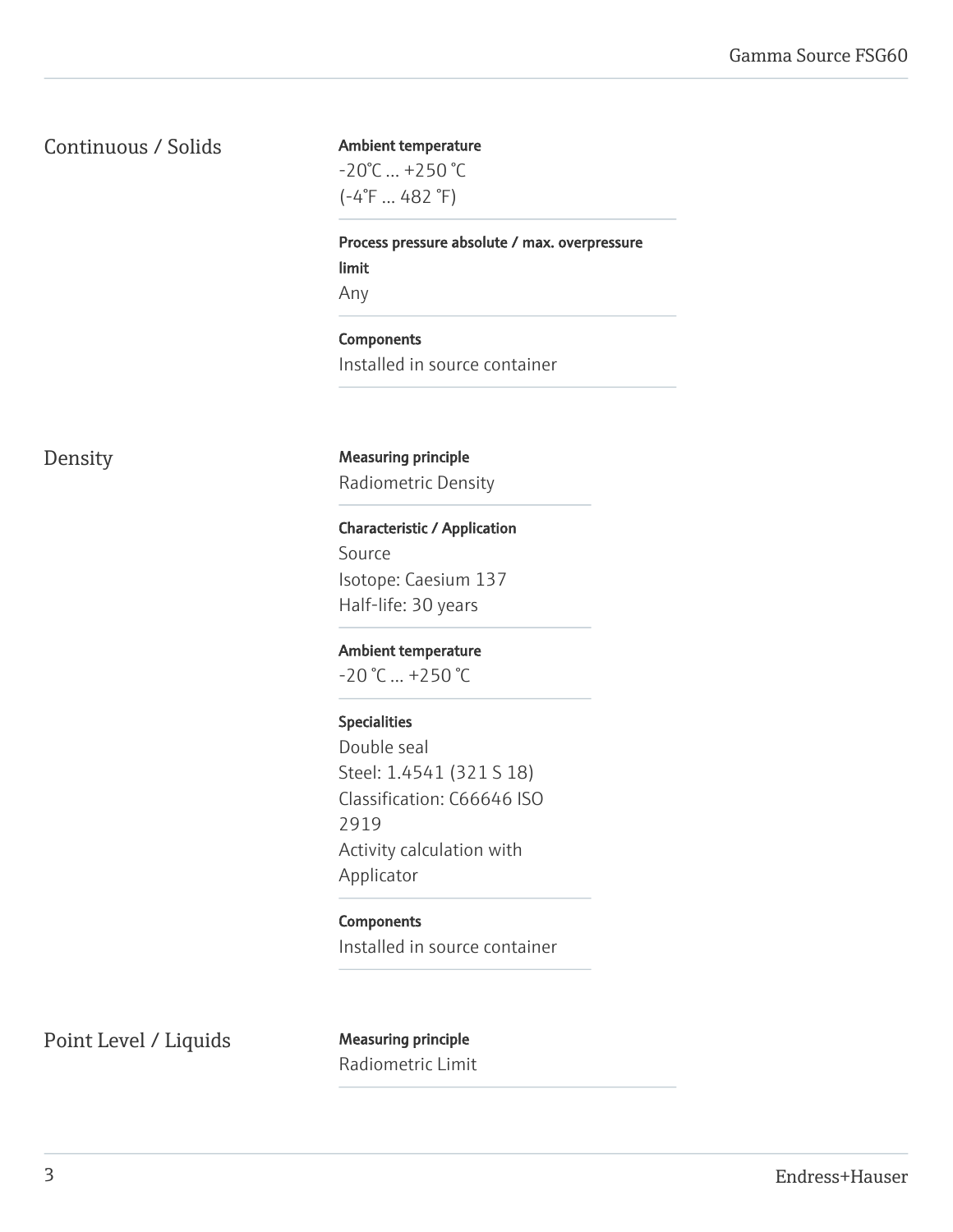## Continuous / Solids

**Ambient temperature**
-20°C ... +250 °C
(-4°F ... 482 °F)

**Process pressure absolute / max. overpressure limit**
Any

**Components**
Installed in source container

## Density

**Measuring principle**
Radiometric Density

**Characteristic / Application**
Source
Isotope: Caesium 137
Half-life: 30 years

**Ambient temperature**
-20 °C ... +250 °C

**Specialities**
Double seal
Steel: 1.4541 (321 S 18)
Classification: C66646 ISO 2919
Activity calculation with Applicator

**Components**
Installed in source container

## Point Level / Liquids

**Measuring principle**
Radiometric Limit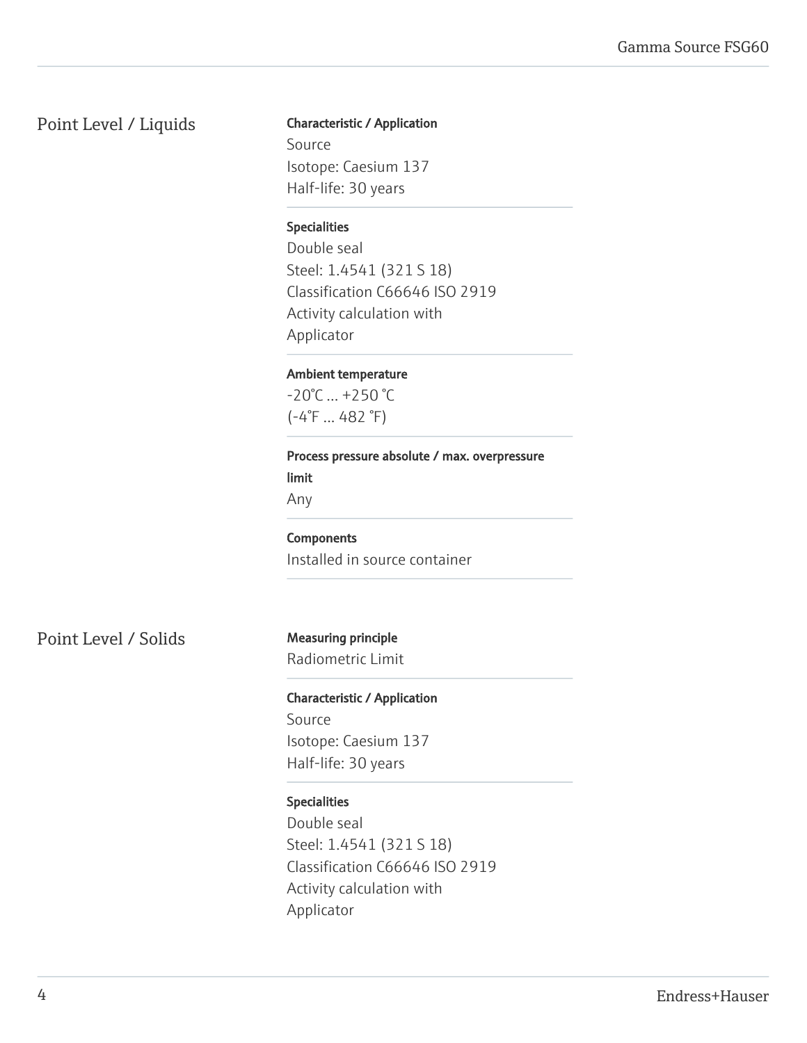## Point Level / Liquids

**Characteristic / Application**

Source
Isotope: Caesium 137
Half-life: 30 years

**Specialities**

Double seal
Steel: 1.4541 (321 S 18)
Classification C66646 ISO 2919
Activity calculation with
Applicator

**Ambient temperature**

-20°C ... +250 °C
(-4°F ... 482 °F)

**Process pressure absolute / max. overpressure limit**

Any

**Components**

Installed in source container

## Point Level / Solids

**Measuring principle**

Radiometric Limit

**Characteristic / Application**

Source
Isotope: Caesium 137
Half-life: 30 years

**Specialities**

Double seal
Steel: 1.4541 (321 S 18)
Classification C66646 ISO 2919
Activity calculation with
Applicator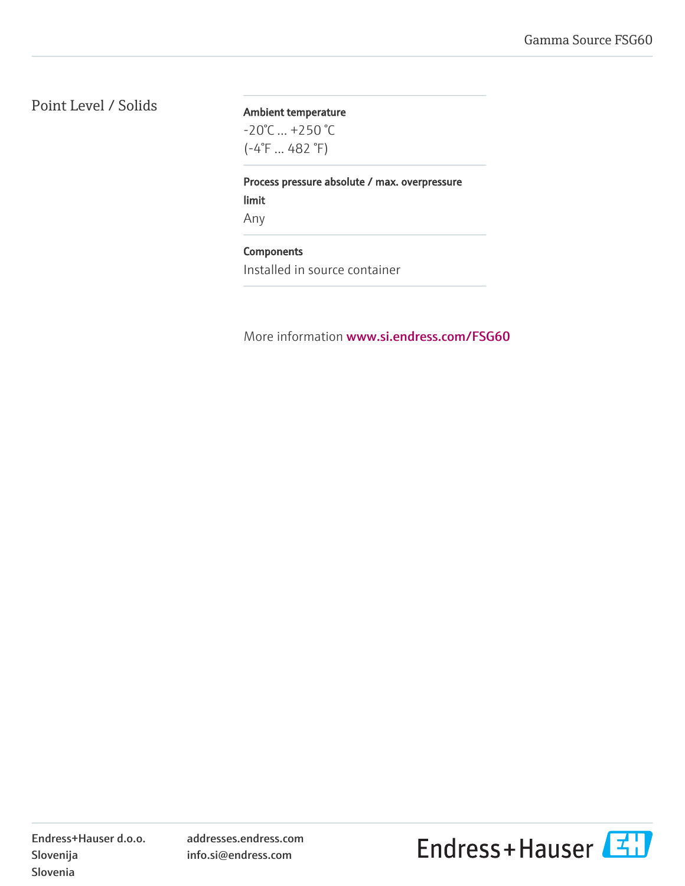## Point Level / Solids

**Ambient temperature**
-20°C ... +250 °C
(-4°F ... 482 °F)

**Process pressure absolute / max. overpressure limit**
Any

**Components**
Installed in source container

More information **www.si.endress.com/FSG60**

Endress+Hauser d.o.o.
Slovenija
Slovenia

addresses.endress.com
info.si@endress.com